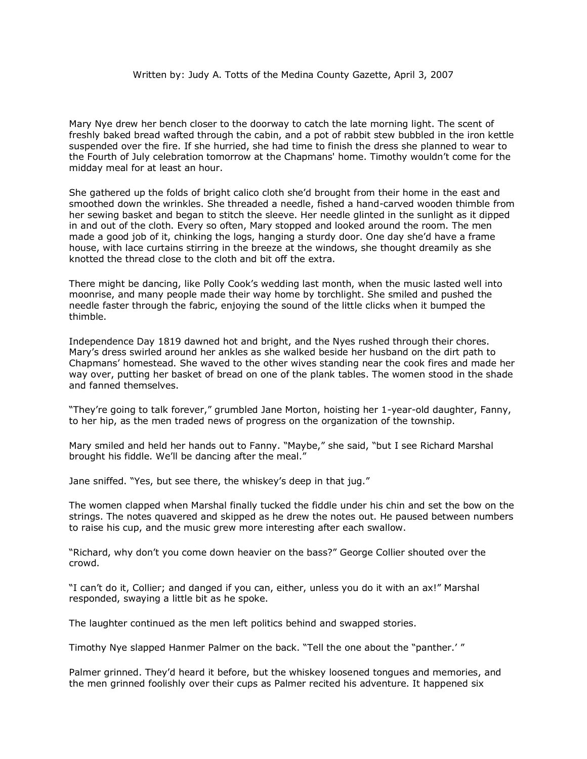Written by: Judy A. Totts of the Medina County Gazette, April 3, 2007

Mary Nye drew her bench closer to the doorway to catch the late morning light. The scent of freshly baked bread wafted through the cabin, and a pot of rabbit stew bubbled in the iron kettle suspended over the fire. If she hurried, she had time to finish the dress she planned to wear to the Fourth of July celebration tomorrow at the Chapmans' home. Timothy wouldn't come for the midday meal for at least an hour.

She gathered up the folds of bright calico cloth she'd brought from their home in the east and smoothed down the wrinkles. She threaded a needle, fished a hand-carved wooden thimble from her sewing basket and began to stitch the sleeve. Her needle glinted in the sunlight as it dipped in and out of the cloth. Every so often, Mary stopped and looked around the room. The men made a good job of it, chinking the logs, hanging a sturdy door. One day she'd have a frame house, with lace curtains stirring in the breeze at the windows, she thought dreamily as she knotted the thread close to the cloth and bit off the extra.

There might be dancing, like Polly Cook's wedding last month, when the music lasted well into moonrise, and many people made their way home by torchlight. She smiled and pushed the needle faster through the fabric, enjoying the sound of the little clicks when it bumped the thimble.

Independence Day 1819 dawned hot and bright, and the Nyes rushed through their chores. Mary's dress swirled around her ankles as she walked beside her husband on the dirt path to Chapmans' homestead. She waved to the other wives standing near the cook fires and made her way over, putting her basket of bread on one of the plank tables. The women stood in the shade and fanned themselves.

"They're going to talk forever," grumbled Jane Morton, hoisting her 1-year-old daughter, Fanny, to her hip, as the men traded news of progress on the organization of the township.

Mary smiled and held her hands out to Fanny. "Maybe," she said, "but I see Richard Marshal brought his fiddle. We'll be dancing after the meal."

Jane sniffed. "Yes, but see there, the whiskey's deep in that jug."

The women clapped when Marshal finally tucked the fiddle under his chin and set the bow on the strings. The notes quavered and skipped as he drew the notes out. He paused between numbers to raise his cup, and the music grew more interesting after each swallow.

"Richard, why don't you come down heavier on the bass?" George Collier shouted over the crowd.

"I can't do it, Collier; and danged if you can, either, unless you do it with an ax!" Marshal responded, swaying a little bit as he spoke.

The laughter continued as the men left politics behind and swapped stories.

Timothy Nye slapped Hanmer Palmer on the back. "Tell the one about the "panther.' "

Palmer grinned. They'd heard it before, but the whiskey loosened tongues and memories, and the men grinned foolishly over their cups as Palmer recited his adventure. It happened six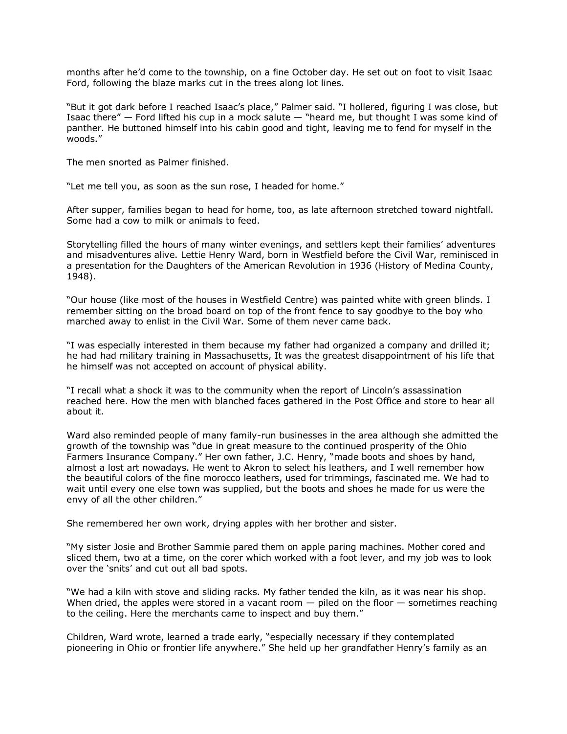months after he'd come to the township, on a fine October day. He set out on foot to visit Isaac Ford, following the blaze marks cut in the trees along lot lines.

"But it got dark before I reached Isaac's place," Palmer said. "I hollered, figuring I was close, but Isaac there" — Ford lifted his cup in a mock salute — "heard me, but thought I was some kind of panther. He buttoned himself into his cabin good and tight, leaving me to fend for myself in the woods."

The men snorted as Palmer finished.

"Let me tell you, as soon as the sun rose, I headed for home."

After supper, families began to head for home, too, as late afternoon stretched toward nightfall. Some had a cow to milk or animals to feed.

Storytelling filled the hours of many winter evenings, and settlers kept their families' adventures and misadventures alive. Lettie Henry Ward, born in Westfield before the Civil War, reminisced in a presentation for the Daughters of the American Revolution in 1936 (History of Medina County, 1948).

"Our house (like most of the houses in Westfield Centre) was painted white with green blinds. I remember sitting on the broad board on top of the front fence to say goodbye to the boy who marched away to enlist in the Civil War. Some of them never came back.

"I was especially interested in them because my father had organized a company and drilled it; he had had military training in Massachusetts, It was the greatest disappointment of his life that he himself was not accepted on account of physical ability.

"I recall what a shock it was to the community when the report of Lincoln's assassination reached here. How the men with blanched faces gathered in the Post Office and store to hear all about it.

Ward also reminded people of many family-run businesses in the area although she admitted the growth of the township was "due in great measure to the continued prosperity of the Ohio Farmers Insurance Company." Her own father, J.C. Henry, "made boots and shoes by hand, almost a lost art nowadays. He went to Akron to select his leathers, and I well remember how the beautiful colors of the fine morocco leathers, used for trimmings, fascinated me. We had to wait until every one else town was supplied, but the boots and shoes he made for us were the envy of all the other children."

She remembered her own work, drying apples with her brother and sister.

"My sister Josie and Brother Sammie pared them on apple paring machines. Mother cored and sliced them, two at a time, on the corer which worked with a foot lever, and my job was to look over the 'snits' and cut out all bad spots.

"We had a kiln with stove and sliding racks. My father tended the kiln, as it was near his shop. When dried, the apples were stored in a vacant room — piled on the floor — sometimes reaching to the ceiling. Here the merchants came to inspect and buy them."

Children, Ward wrote, learned a trade early, "especially necessary if they contemplated pioneering in Ohio or frontier life anywhere." She held up her grandfather Henry's family as an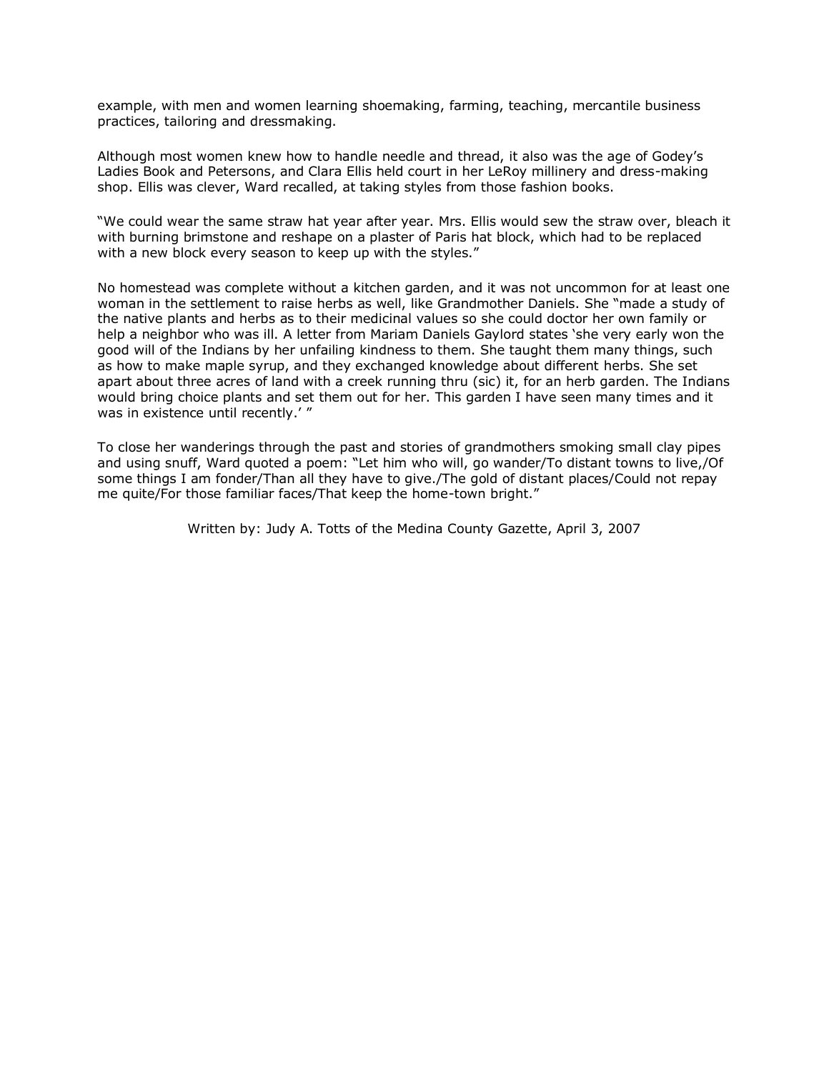example, with men and women learning shoemaking, farming, teaching, mercantile business practices, tailoring and dressmaking.

Although most women knew how to handle needle and thread, it also was the age of Godey's Ladies Book and Petersons, and Clara Ellis held court in her LeRoy millinery and dress-making shop. Ellis was clever, Ward recalled, at taking styles from those fashion books.

"We could wear the same straw hat year after year. Mrs. Ellis would sew the straw over, bleach it with burning brimstone and reshape on a plaster of Paris hat block, which had to be replaced with a new block every season to keep up with the styles."

No homestead was complete without a kitchen garden, and it was not uncommon for at least one woman in the settlement to raise herbs as well, like Grandmother Daniels. She "made a study of the native plants and herbs as to their medicinal values so she could doctor her own family or help a neighbor who was ill. A letter from Mariam Daniels Gaylord states 'she very early won the good will of the Indians by her unfailing kindness to them. She taught them many things, such as how to make maple syrup, and they exchanged knowledge about different herbs. She set apart about three acres of land with a creek running thru (sic) it, for an herb garden. The Indians would bring choice plants and set them out for her. This garden I have seen many times and it was in existence until recently.' "

To close her wanderings through the past and stories of grandmothers smoking small clay pipes and using snuff, Ward quoted a poem: "Let him who will, go wander/To distant towns to live,/Of some things I am fonder/Than all they have to give./The gold of distant places/Could not repay me quite/For those familiar faces/That keep the home-town bright."

Written by: Judy A. Totts of the Medina County Gazette, April 3, 2007